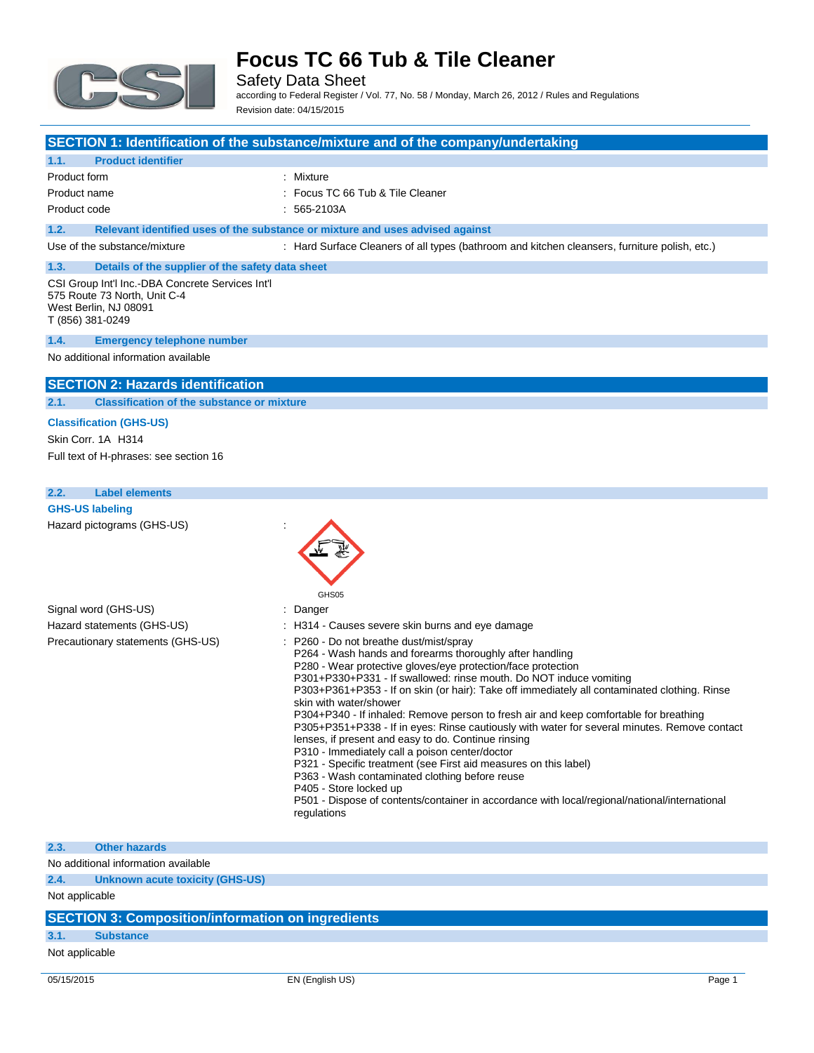# Focus TC 66 Tub & Tile Cleaner

Safety Data Sheet

according to Federal Register / Vol. 77, No. 58 / Monday, March 26, 2012 / Rules and Regulations

Revision date: 04/15/2015

## SECTION 1: Identification of the substance/mixture and of the company/undertaking

### 1.1. Product identifier

| | |
|---|---|
| Product form | : Mixture |
| Product name | : Focus TC 66 Tub & Tile Cleaner |
| Product code | : 565-2103A |

### 1.2. Relevant identified uses of the substance or mixture and uses advised against

| | |
|---|---|
| Use of the substance/mixture | : Hard Surface Cleaners of all types (bathroom and kitchen cleansers, furniture polish, etc.) |

### 1.3. Details of the supplier of the safety data sheet

CSI Group Int'l Inc.-DBA Concrete Services Int'l
575 Route 73 North, Unit C-4
West Berlin, NJ 08091
T (856) 381-0249

### 1.4. Emergency telephone number

No additional information available

## SECTION 2: Hazards identification

### 2.1. Classification of the substance or mixture

**Classification (GHS-US)**

Skin Corr. 1A H314

Full text of H-phrases: see section 16

### 2.2. Label elements

**GHS-US labeling**

Hazard pictograms (GHS-US) :

GHS05

Signal word (GHS-US) : Danger

Hazard statements (GHS-US) : H314 - Causes severe skin burns and eye damage

Precautionary statements (GHS-US) :
- P260 - Do not breathe dust/mist/spray
- P264 - Wash hands and forearms thoroughly after handling
- P280 - Wear protective gloves/eye protection/face protection
- P301+P330+P331 - If swallowed: rinse mouth. Do NOT induce vomiting
- P303+P361+P353 - If on skin (or hair): Take off immediately all contaminated clothing. Rinse skin with water/shower
- P304+P340 - If inhaled: Remove person to fresh air and keep comfortable for breathing
- P305+P351+P338 - If in eyes: Rinse cautiously with water for several minutes. Remove contact lenses, if present and easy to do. Continue rinsing
- P310 - Immediately call a poison center/doctor
- P321 - Specific treatment (see First aid measures on this label)
- P363 - Wash contaminated clothing before reuse
- P405 - Store locked up
- P501 - Dispose of contents/container in accordance with local/regional/national/international regulations

### 2.3. Other hazards

No additional information available

### 2.4. Unknown acute toxicity (GHS-US)

Not applicable

## SECTION 3: Composition/information on ingredients

### 3.1. Substance

Not applicable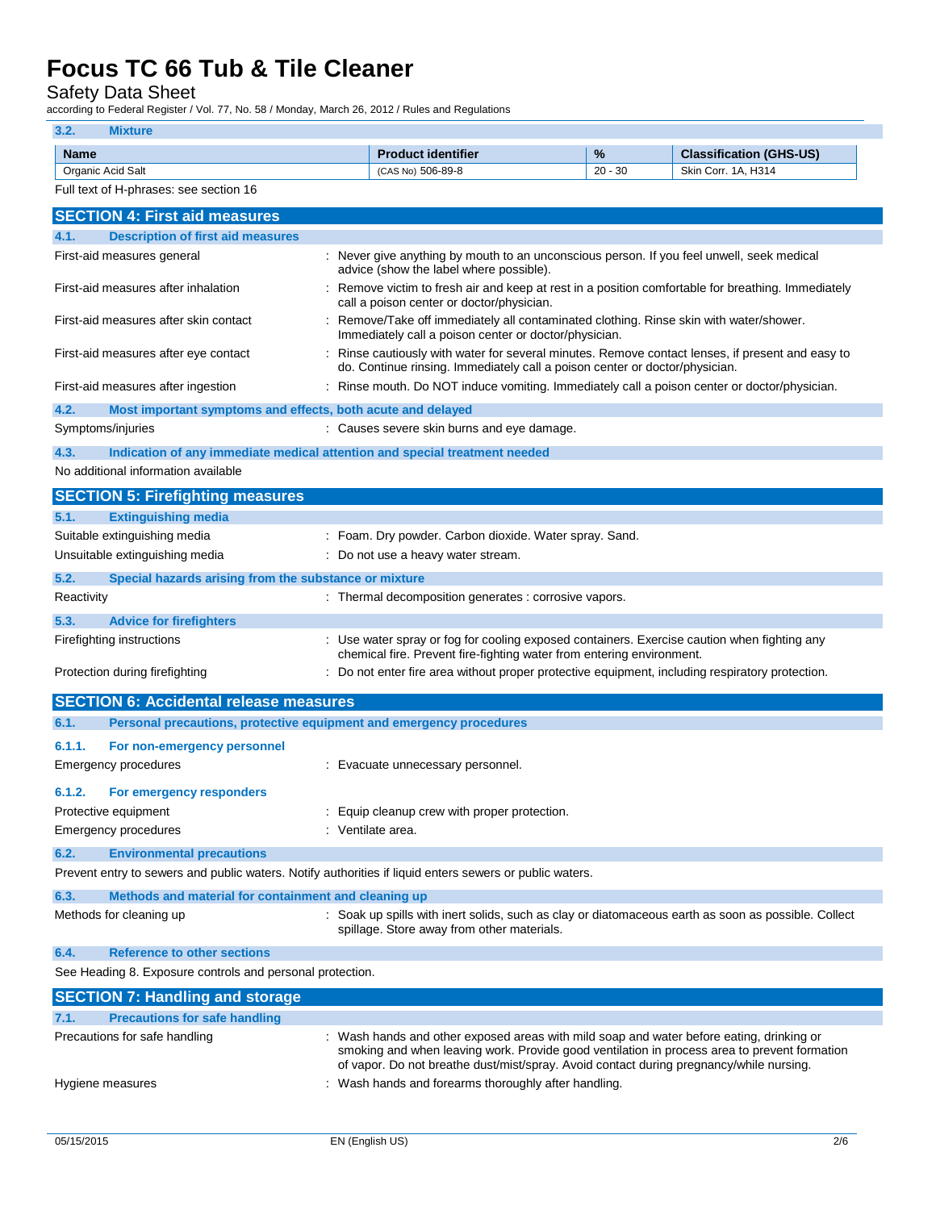### 3.2. Mixture

| Name | Product identifier | % | Classification (GHS-US) |
|---|---|---|---|
| Organic Acid Salt | (CAS No) 506-89-8 | 20 - 30 | Skin Corr. 1A, H314 |

Full text of H-phrases: see section 16

## SECTION 4: First aid measures

### 4.1. Description of first aid measures

First-aid measures general : Never give anything by mouth to an unconscious person. If you feel unwell, seek medical advice (show the label where possible).

First-aid measures after inhalation : Remove victim to fresh air and keep at rest in a position comfortable for breathing. Immediately call a poison center or doctor/physician.

First-aid measures after skin contact : Remove/Take off immediately all contaminated clothing. Rinse skin with water/shower. Immediately call a poison center or doctor/physician.

First-aid measures after eye contact : Rinse cautiously with water for several minutes. Remove contact lenses, if present and easy to do. Continue rinsing. Immediately call a poison center or doctor/physician.

First-aid measures after ingestion : Rinse mouth. Do NOT induce vomiting. Immediately call a poison center or doctor/physician.

### 4.2. Most important symptoms and effects, both acute and delayed

Symptoms/injuries : Causes severe skin burns and eye damage.

### 4.3. Indication of any immediate medical attention and special treatment needed

No additional information available

## SECTION 5: Firefighting measures

### 5.1. Extinguishing media

Suitable extinguishing media : Foam. Dry powder. Carbon dioxide. Water spray. Sand.

Unsuitable extinguishing media : Do not use a heavy water stream.

### 5.2. Special hazards arising from the substance or mixture

Reactivity : Thermal decomposition generates : corrosive vapors.

### 5.3. Advice for firefighters

Firefighting instructions : Use water spray or fog for cooling exposed containers. Exercise caution when fighting any chemical fire. Prevent fire-fighting water from entering environment.

Protection during firefighting : Do not enter fire area without proper protective equipment, including respiratory protection.

## SECTION 6: Accidental release measures

### 6.1. Personal precautions, protective equipment and emergency procedures

#### 6.1.1. For non-emergency personnel

Emergency procedures : Evacuate unnecessary personnel.

#### 6.1.2. For emergency responders

Protective equipment : Equip cleanup crew with proper protection.

Emergency procedures : Ventilate area.

### 6.2. Environmental precautions

Prevent entry to sewers and public waters. Notify authorities if liquid enters sewers or public waters.

### 6.3. Methods and material for containment and cleaning up

Methods for cleaning up : Soak up spills with inert solids, such as clay or diatomaceous earth as soon as possible. Collect spillage. Store away from other materials.

### 6.4. Reference to other sections

See Heading 8. Exposure controls and personal protection.

## SECTION 7: Handling and storage

### 7.1. Precautions for safe handling

Precautions for safe handling : Wash hands and other exposed areas with mild soap and water before eating, drinking or smoking and when leaving work. Provide good ventilation in process area to prevent formation of vapor. Do not breathe dust/mist/spray. Avoid contact during pregnancy/while nursing.

Hygiene measures : Wash hands and forearms thoroughly after handling.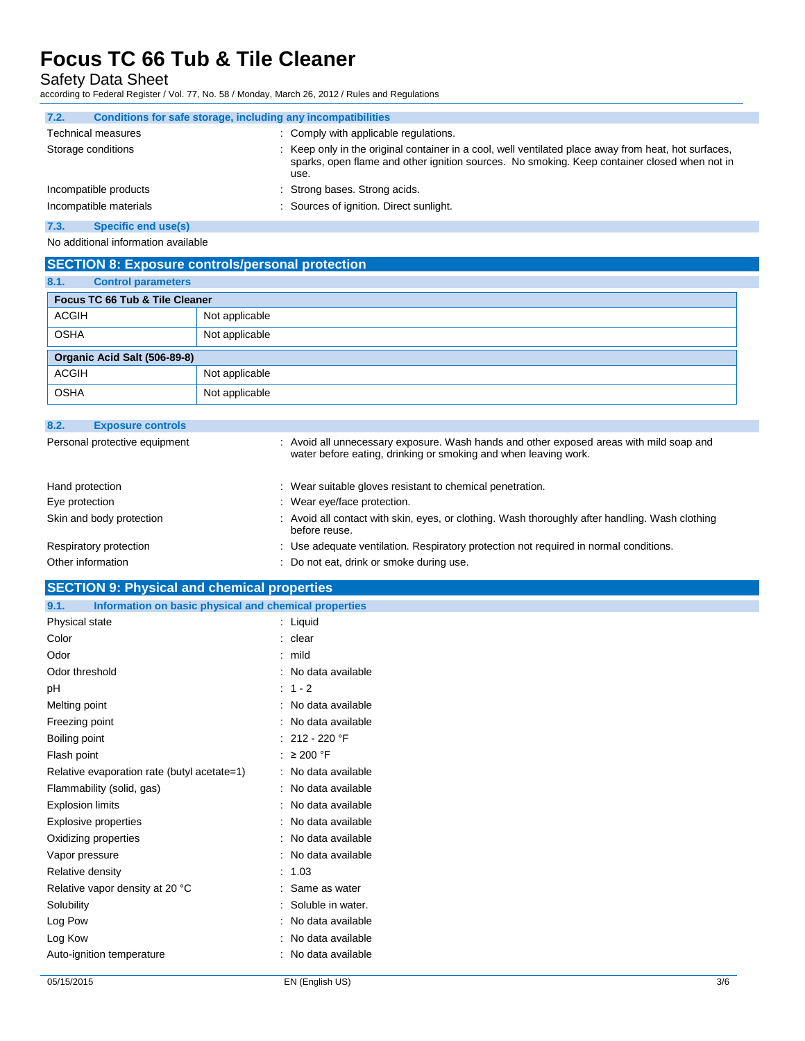### 7.2. Conditions for safe storage, including any incompatibilities

Technical measures : Comply with applicable regulations.

Storage conditions : Keep only in the original container in a cool, well ventilated place away from heat, hot surfaces, sparks, open flame and other ignition sources. No smoking. Keep container closed when not in use.

Incompatible products : Strong bases. Strong acids.

Incompatible materials : Sources of ignition. Direct sunlight.

### 7.3. Specific end use(s)

No additional information available

## SECTION 8: Exposure controls/personal protection

### 8.1. Control parameters

| Focus TC 66 Tub & Tile Cleaner | |
|---|---|
| ACGIH | Not applicable |
| OSHA | Not applicable |
| **Organic Acid Salt (506-89-8)** | |
| ACGIH | Not applicable |
| OSHA | Not applicable |

### 8.2. Exposure controls

Personal protective equipment : Avoid all unnecessary exposure. Wash hands and other exposed areas with mild soap and water before eating, drinking or smoking and when leaving work.

Hand protection : Wear suitable gloves resistant to chemical penetration.

Eye protection : Wear eye/face protection.

Skin and body protection : Avoid all contact with skin, eyes, or clothing. Wash thoroughly after handling. Wash clothing before reuse.

Respiratory protection : Use adequate ventilation. Respiratory protection not required in normal conditions.

Other information : Do not eat, drink or smoke during use.

## SECTION 9: Physical and chemical properties

### 9.1. Information on basic physical and chemical properties

| Property | Value |
|---|---|
| Physical state | Liquid |
| Color | clear |
| Odor | mild |
| Odor threshold | No data available |
| pH | 1 - 2 |
| Melting point | No data available |
| Freezing point | No data available |
| Boiling point | 212 - 220 °F |
| Flash point | ≥ 200 °F |
| Relative evaporation rate (butyl acetate=1) | No data available |
| Flammability (solid, gas) | No data available |
| Explosion limits | No data available |
| Explosive properties | No data available |
| Oxidizing properties | No data available |
| Vapor pressure | No data available |
| Relative density | 1.03 |
| Relative vapor density at 20 °C | Same as water |
| Solubility | Soluble in water. |
| Log Pow | No data available |
| Log Kow | No data available |
| Auto-ignition temperature | No data available |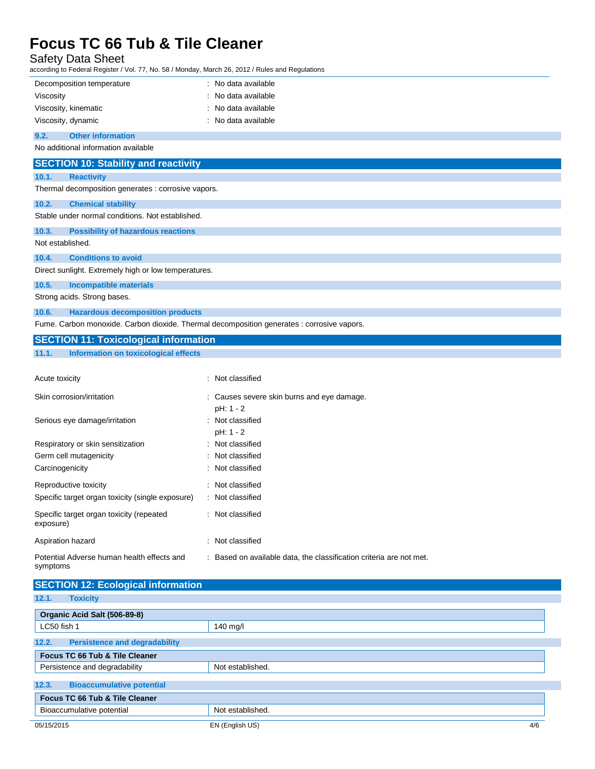| | |
|---|---|
| Decomposition temperature | : No data available |
| Viscosity | : No data available |
| Viscosity, kinematic | : No data available |
| Viscosity, dynamic | : No data available |

### 9.2. Other information

No additional information available

## SECTION 10: Stability and reactivity

### 10.1. Reactivity

Thermal decomposition generates : corrosive vapors.

### 10.2. Chemical stability

Stable under normal conditions. Not established.

### 10.3. Possibility of hazardous reactions

Not established.

### 10.4. Conditions to avoid

Direct sunlight. Extremely high or low temperatures.

### 10.5. Incompatible materials

Strong acids. Strong bases.

### 10.6. Hazardous decomposition products

Fume. Carbon monoxide. Carbon dioxide. Thermal decomposition generates : corrosive vapors.

## SECTION 11: Toxicological information

### 11.1. Information on toxicological effects

| | |
|---|---|
| Acute toxicity | : Not classified |
| Skin corrosion/irritation | : Causes severe skin burns and eye damage.<br>pH: 1 - 2 |
| Serious eye damage/irritation | : Not classified<br>pH: 1 - 2 |
| Respiratory or skin sensitization | : Not classified |
| Germ cell mutagenicity | : Not classified |
| Carcinogenicity | : Not classified |
| Reproductive toxicity | : Not classified |
| Specific target organ toxicity (single exposure) | : Not classified |
| Specific target organ toxicity (repeated exposure) | : Not classified |
| Aspiration hazard | : Not classified |
| Potential Adverse human health effects and symptoms | : Based on available data, the classification criteria are not met. |

## SECTION 12: Ecological information

### 12.1. Toxicity

| Organic Acid Salt (506-89-8) | |
|---|---|
| LC50 fish 1 | 140 mg/l |

### 12.2. Persistence and degradability

| Focus TC 66 Tub & Tile Cleaner | |
|---|---|
| Persistence and degradability | Not established. |

### 12.3. Bioaccumulative potential

| Focus TC 66 Tub & Tile Cleaner | |
|---|---|
| Bioaccumulative potential | Not established. |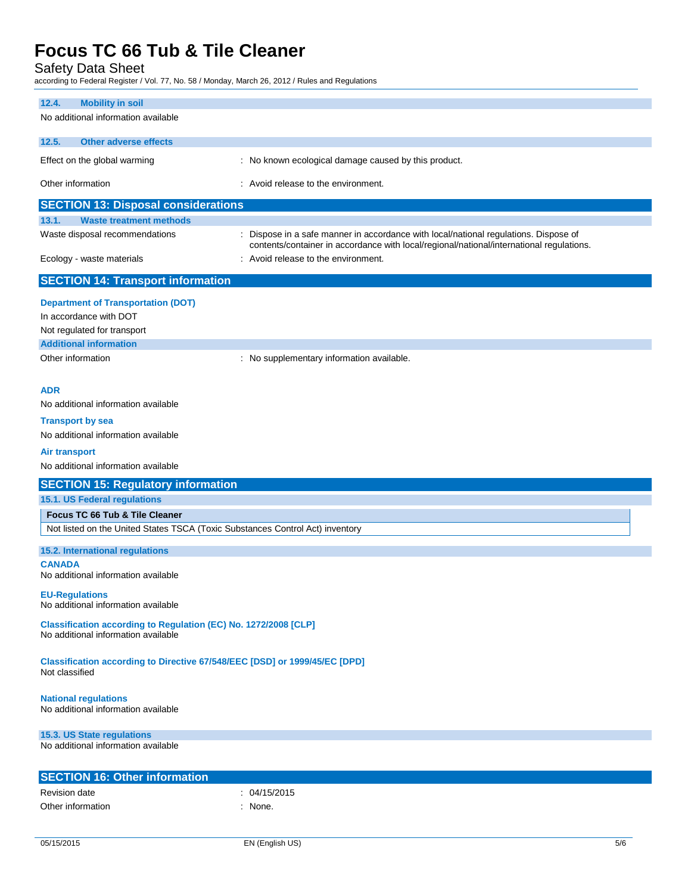### 12.4. Mobility in soil

No additional information available

### 12.5. Other adverse effects

| | |
|---|---|
| Effect on the global warming | : No known ecological damage caused by this product. |
| Other information | : Avoid release to the environment. |

## SECTION 13: Disposal considerations

### 13.1. Waste treatment methods

| | |
|---|---|
| Waste disposal recommendations | : Dispose in a safe manner in accordance with local/national regulations. Dispose of contents/container in accordance with local/regional/national/international regulations. |
| Ecology - waste materials | : Avoid release to the environment. |

## SECTION 14: Transport information

**Department of Transportation (DOT)**

In accordance with DOT

Not regulated for transport

**Additional information**

| | |
|---|---|
| Other information | : No supplementary information available. |

**ADR**

No additional information available

**Transport by sea**

No additional information available

**Air transport**

No additional information available

## SECTION 15: Regulatory information

### 15.1. US Federal regulations

| Focus TC 66 Tub & Tile Cleaner |
|---|
| Not listed on the United States TSCA (Toxic Substances Control Act) inventory |

### 15.2. International regulations

**CANADA**

No additional information available

**EU-Regulations**

No additional information available

**Classification according to Regulation (EC) No. 1272/2008 [CLP]**

No additional information available

**Classification according to Directive 67/548/EEC [DSD] or 1999/45/EC [DPD]**

Not classified

**National regulations**

No additional information available

### 15.3. US State regulations

No additional information available

## SECTION 16: Other information

| | |
|---|---|
| Revision date | : 04/15/2015 |
| Other information | : None. |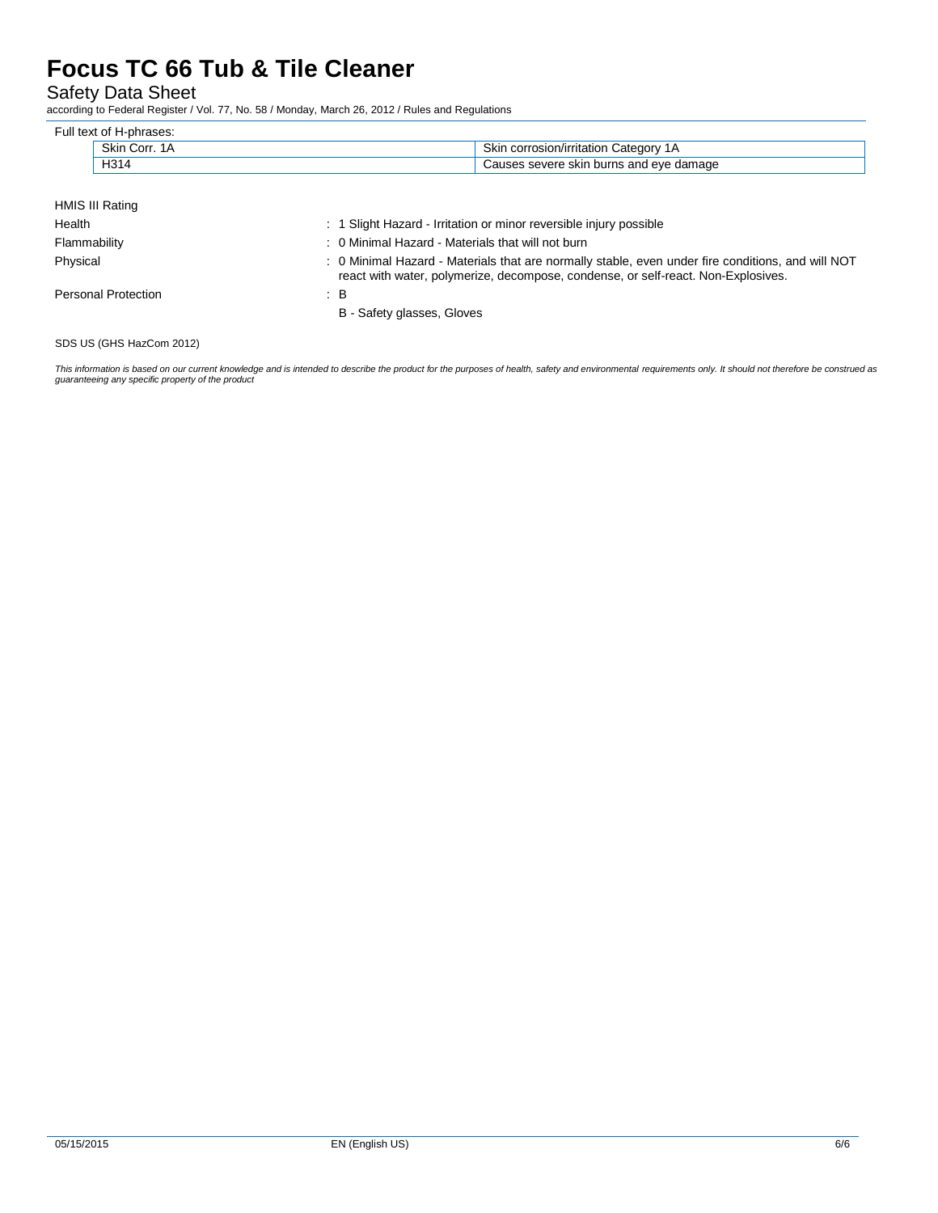Full text of H-phrases:

| | |
|---|---|
| Skin Corr. 1A | Skin corrosion/irritation Category 1A |
| H314 | Causes severe skin burns and eye damage |

HMIS III Rating

| | |
|---|---|
| Health | : 1 Slight Hazard - Irritation or minor reversible injury possible |
| Flammability | : 0 Minimal Hazard - Materials that will not burn |
| Physical | : 0 Minimal Hazard - Materials that are normally stable, even under fire conditions, and will NOT react with water, polymerize, decompose, condense, or self-react. Non-Explosives. |
| Personal Protection | : B<br>B - Safety glasses, Gloves |

SDS US (GHS HazCom 2012)

*This information is based on our current knowledge and is intended to describe the product for the purposes of health, safety and environmental requirements only. It should not therefore be construed as guaranteeing any specific property of the product*